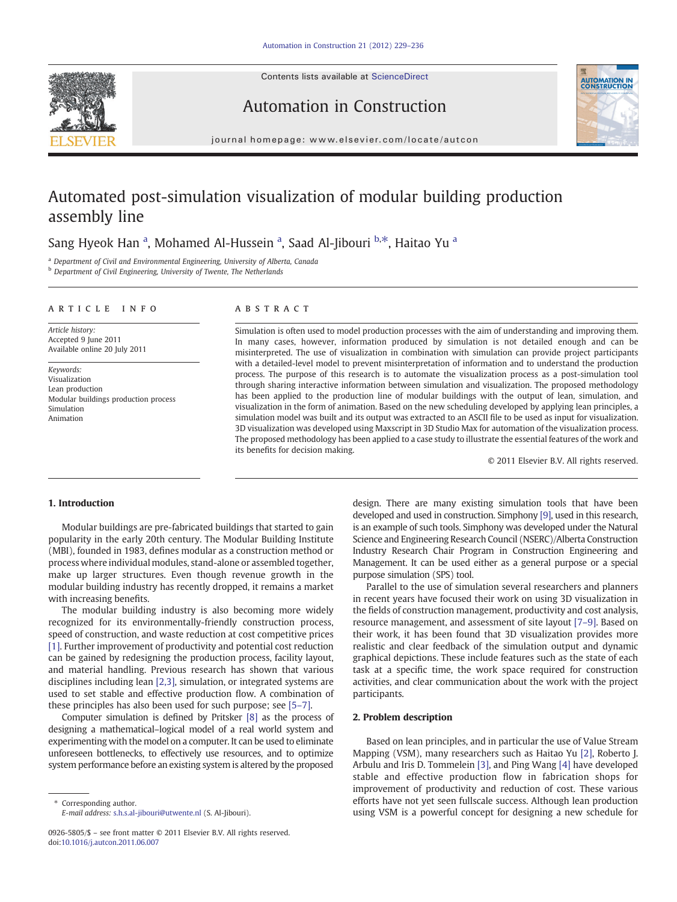# Automated post-simulation visualization of modular building production assembly line

Sang Hyeok Han [a], Mohamed Al-Hussein [a], Saad Al-Jibouri [b,*], Haitao Yu [a]

[a] *Department of Civil and Environmental Engineering, University of Alberta, Canada*
[b] *Department of Civil Engineering, University of Twente, The Netherlands*

**ARTICLE INFO**

*Article history:*
Accepted 9 June 2011
Available online 20 July 2011

*Keywords:*
Visualization
Lean production
Modular buildings production process
Simulation
Animation

**ABSTRACT**

Simulation is often used to model production processes with the aim of understanding and improving them. In many cases, however, information produced by simulation is not detailed enough and can be misinterpreted. The use of visualization in combination with simulation can provide project participants with a detailed-level model to prevent misinterpretation of information and to understand the production process. The purpose of this research is to automate the visualization process as a post-simulation tool through sharing interactive information between simulation and visualization. The proposed methodology has been applied to the production line of modular buildings with the output of lean, simulation, and visualization in the form of animation. Based on the new scheduling developed by applying lean principles, a simulation model was built and its output was extracted to an ASCII file to be used as input for visualization. 3D visualization was developed using Maxscript in 3D Studio Max for automation of the visualization process. The proposed methodology has been applied to a case study to illustrate the essential features of the work and its benefits for decision making.

© 2011 Elsevier B.V. All rights reserved.

## 1. Introduction

Modular buildings are pre-fabricated buildings that started to gain popularity in the early 20th century. The Modular Building Institute (MBI), founded in 1983, defines modular as a construction method or process where individual modules, stand-alone or assembled together, make up larger structures. Even though revenue growth in the modular building industry has recently dropped, it remains a market with increasing benefits.

The modular building industry is also becoming more widely recognized for its environmentally-friendly construction process, speed of construction, and waste reduction at cost competitive prices [1]. Further improvement of productivity and potential cost reduction can be gained by redesigning the production process, facility layout, and material handling. Previous research has shown that various disciplines including lean [2,3], simulation, or integrated systems are used to set stable and effective production flow. A combination of these principles has also been used for such purpose; see [5–7].

Computer simulation is defined by Pritsker [8] as the process of designing a mathematical–logical model of a real world system and experimenting with the model on a computer. It can be used to eliminate unforeseen bottlenecks, to effectively use resources, and to optimize system performance before an existing system is altered by the proposed design. There are many existing simulation tools that have been developed and used in construction. Simphony [9], used in this research, is an example of such tools. Simphony was developed under the Natural Science and Engineering Research Council (NSERC)/Alberta Construction Industry Research Chair Program in Construction Engineering and Management. It can be used either as a general purpose or a special purpose simulation (SPS) tool.

Parallel to the use of simulation several researchers and planners in recent years have focused their work on using 3D visualization in the fields of construction management, productivity and cost analysis, resource management, and assessment of site layout [7–9]. Based on their work, it has been found that 3D visualization provides more realistic and clear feedback of the simulation output and dynamic graphical depictions. These include features such as the state of each task at a specific time, the work space required for construction activities, and clear communication about the work with the project participants.

## 2. Problem description

Based on lean principles, and in particular the use of Value Stream Mapping (VSM), many researchers such as Haitao Yu [2], Roberto J. Arbulu and Iris D. Tommelein [3], and Ping Wang [4] have developed stable and effective production flow in fabrication shops for improvement of productivity and reduction of cost. These various efforts have not yet seen fullscale success. Although lean production using VSM is a powerful concept for designing a new schedule for

\* Corresponding author.
*E-mail address:* s.h.s.al-jibouri@utwente.nl (S. Al-Jibouri).

0926-5805/$ – see front matter © 2011 Elsevier B.V. All rights reserved.
doi:10.1016/j.autcon.2011.06.007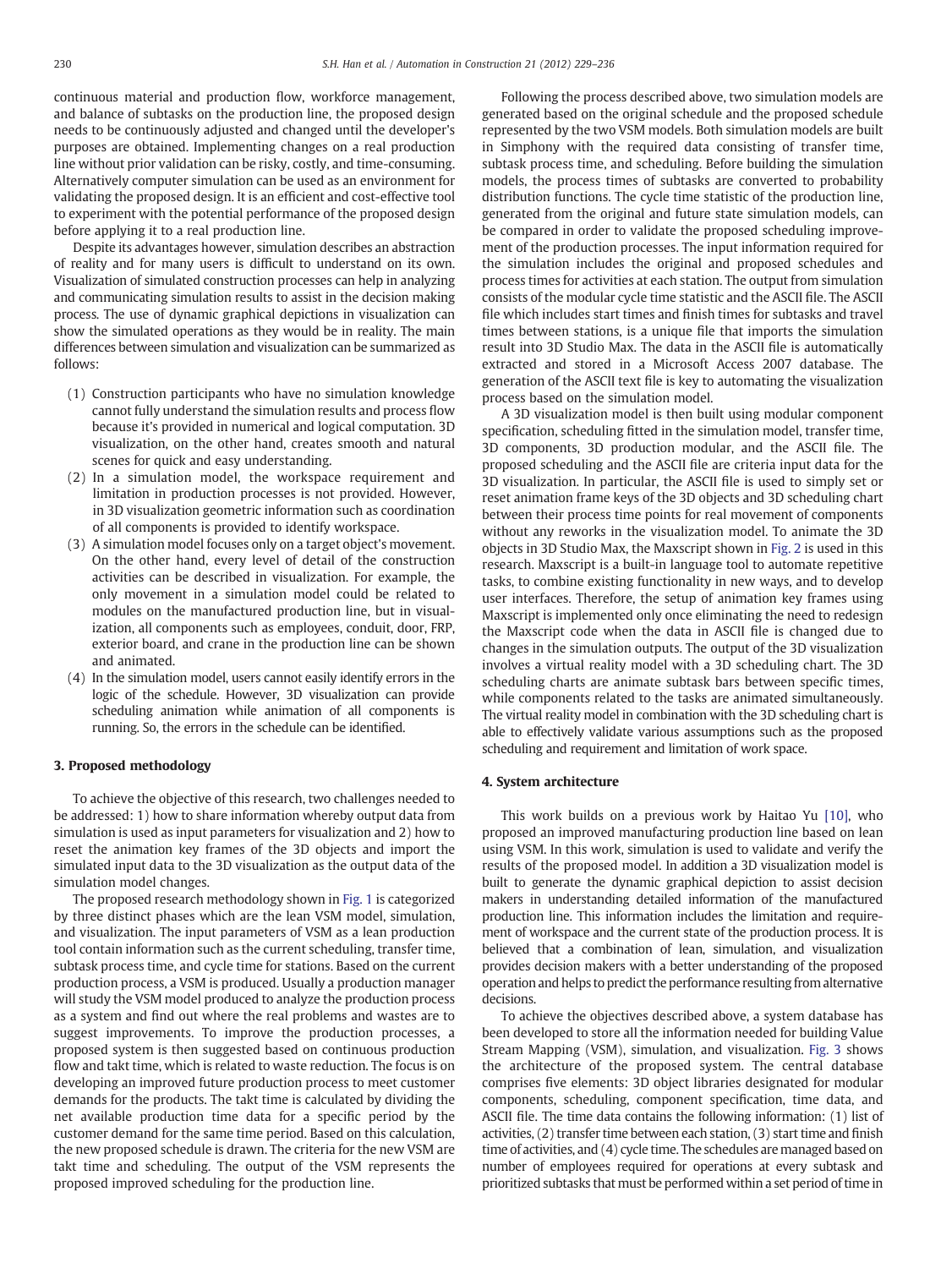continuous material and production flow, workforce management, and balance of subtasks on the production line, the proposed design needs to be continuously adjusted and changed until the developer's purposes are obtained. Implementing changes on a real production line without prior validation can be risky, costly, and time-consuming. Alternatively computer simulation can be used as an environment for validating the proposed design. It is an efficient and cost-effective tool to experiment with the potential performance of the proposed design before applying it to a real production line.

Despite its advantages however, simulation describes an abstraction of reality and for many users is difficult to understand on its own. Visualization of simulated construction processes can help in analyzing and communicating simulation results to assist in the decision making process. The use of dynamic graphical depictions in visualization can show the simulated operations as they would be in reality. The main differences between simulation and visualization can be summarized as follows:

(1) Construction participants who have no simulation knowledge cannot fully understand the simulation results and process flow because it's provided in numerical and logical computation. 3D visualization, on the other hand, creates smooth and natural scenes for quick and easy understanding.
(2) In a simulation model, the workspace requirement and limitation in production processes is not provided. However, in 3D visualization geometric information such as coordination of all components is provided to identify workspace.
(3) A simulation model focuses only on a target object's movement. On the other hand, every level of detail of the construction activities can be described in visualization. For example, the only movement in a simulation model could be related to modules on the manufactured production line, but in visualization, all components such as employees, conduit, door, FRP, exterior board, and crane in the production line can be shown and animated.
(4) In the simulation model, users cannot easily identify errors in the logic of the schedule. However, 3D visualization can provide scheduling animation while animation of all components is running. So, the errors in the schedule can be identified.

## 3. Proposed methodology

To achieve the objective of this research, two challenges needed to be addressed: 1) how to share information whereby output data from simulation is used as input parameters for visualization and 2) how to reset the animation key frames of the 3D objects and import the simulated input data to the 3D visualization as the output data of the simulation model changes.

The proposed research methodology shown in Fig. 1 is categorized by three distinct phases which are the lean VSM model, simulation, and visualization. The input parameters of VSM as a lean production tool contain information such as the current scheduling, transfer time, subtask process time, and cycle time for stations. Based on the current production process, a VSM is produced. Usually a production manager will study the VSM model produced to analyze the production process as a system and find out where the real problems and wastes are to suggest improvements. To improve the production processes, a proposed system is then suggested based on continuous production flow and takt time, which is related to waste reduction. The focus is on developing an improved future production process to meet customer demands for the products. The takt time is calculated by dividing the net available production time data for a specific period by the customer demand for the same time period. Based on this calculation, the new proposed schedule is drawn. The criteria for the new VSM are takt time and scheduling. The output of the VSM represents the proposed improved scheduling for the production line.

Following the process described above, two simulation models are generated based on the original schedule and the proposed schedule represented by the two VSM models. Both simulation models are built in Simphony with the required data consisting of transfer time, subtask process time, and scheduling. Before building the simulation models, the process times of subtasks are converted to probability distribution functions. The cycle time statistic of the production line, generated from the original and future state simulation models, can be compared in order to validate the proposed scheduling improvement of the production processes. The input information required for the simulation includes the original and proposed schedules and process times for activities at each station. The output from simulation consists of the modular cycle time statistic and the ASCII file. The ASCII file which includes start times and finish times for subtasks and travel times between stations, is a unique file that imports the simulation result into 3D Studio Max. The data in the ASCII file is automatically extracted and stored in a Microsoft Access 2007 database. The generation of the ASCII text file is key to automating the visualization process based on the simulation model.

A 3D visualization model is then built using modular component specification, scheduling fitted in the simulation model, transfer time, 3D components, 3D production modular, and the ASCII file. The proposed scheduling and the ASCII file are criteria input data for the 3D visualization. In particular, the ASCII file is used to simply set or reset animation frame keys of the 3D objects and 3D scheduling chart between their process time points for real movement of components without any reworks in the visualization model. To animate the 3D objects in 3D Studio Max, the Maxscript shown in Fig. 2 is used in this research. Maxscript is a built-in language tool to automate repetitive tasks, to combine existing functionality in new ways, and to develop user interfaces. Therefore, the setup of animation key frames using Maxscript is implemented only once eliminating the need to redesign the Maxscript code when the data in ASCII file is changed due to changes in the simulation outputs. The output of the 3D visualization involves a virtual reality model with a 3D scheduling chart. The 3D scheduling charts are animate subtask bars between specific times, while components related to the tasks are animated simultaneously. The virtual reality model in combination with the 3D scheduling chart is able to effectively validate various assumptions such as the proposed scheduling and requirement and limitation of work space.

## 4. System architecture

This work builds on a previous work by Haitao Yu [10], who proposed an improved manufacturing production line based on lean using VSM. In this work, simulation is used to validate and verify the results of the proposed model. In addition a 3D visualization model is built to generate the dynamic graphical depiction to assist decision makers in understanding detailed information of the manufactured production line. This information includes the limitation and requirement of workspace and the current state of the production process. It is believed that a combination of lean, simulation, and visualization provides decision makers with a better understanding of the proposed operation and helps to predict the performance resulting from alternative decisions.

To achieve the objectives described above, a system database has been developed to store all the information needed for building Value Stream Mapping (VSM), simulation, and visualization. Fig. 3 shows the architecture of the proposed system. The central database comprises five elements: 3D object libraries designated for modular components, scheduling, component specification, time data, and ASCII file. The time data contains the following information: (1) list of activities, (2) transfer time between each station, (3) start time and finish time of activities, and (4) cycle time. The schedules are managed based on number of employees required for operations at every subtask and prioritized subtasks that must be performed within a set period of time in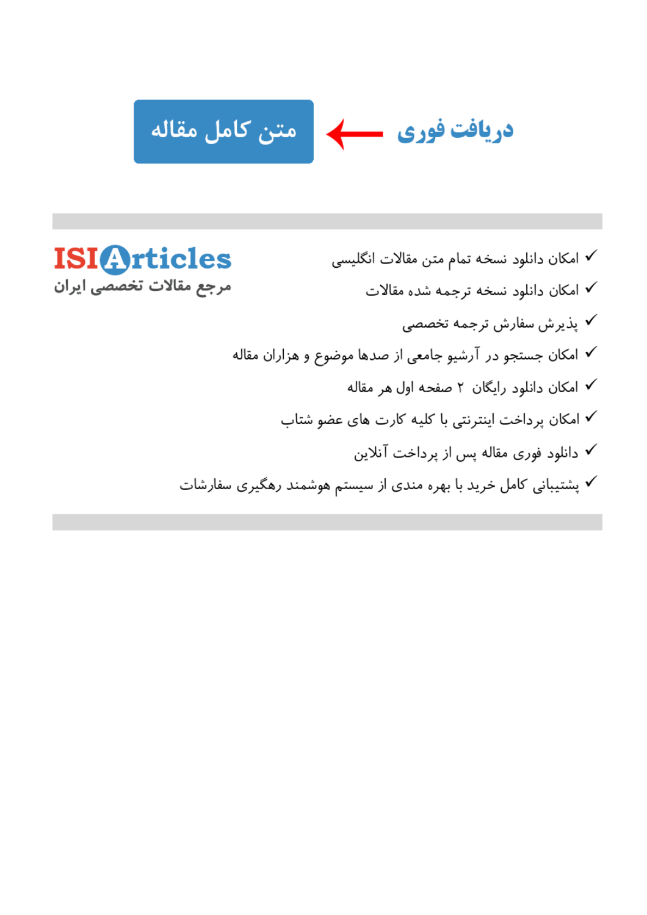دریافت فوری ← **متن کامل مقاله**

**ISIArticles**
مرجع مقالات تخصصی ایران

- ✓ امکان دانلود نسخه تمام متن مقالات انگلیسی
- ✓ امکان دانلود نسخه ترجمه شده مقالات
- ✓ پذیرش سفارش ترجمه تخصصی
- ✓ امکان جستجو در آرشیو جامعی از صدها موضوع و هزاران مقاله
- ✓ امکان دانلود رایگان ۲ صفحه اول هر مقاله
- ✓ امکان پرداخت اینترنتی با کلیه کارت های عضو شتاب
- ✓ دانلود فوری مقاله پس از پرداخت آنلاین
- ✓ پشتیبانی کامل خرید با بهره مندی از سیستم هوشمند رهگیری سفارشات